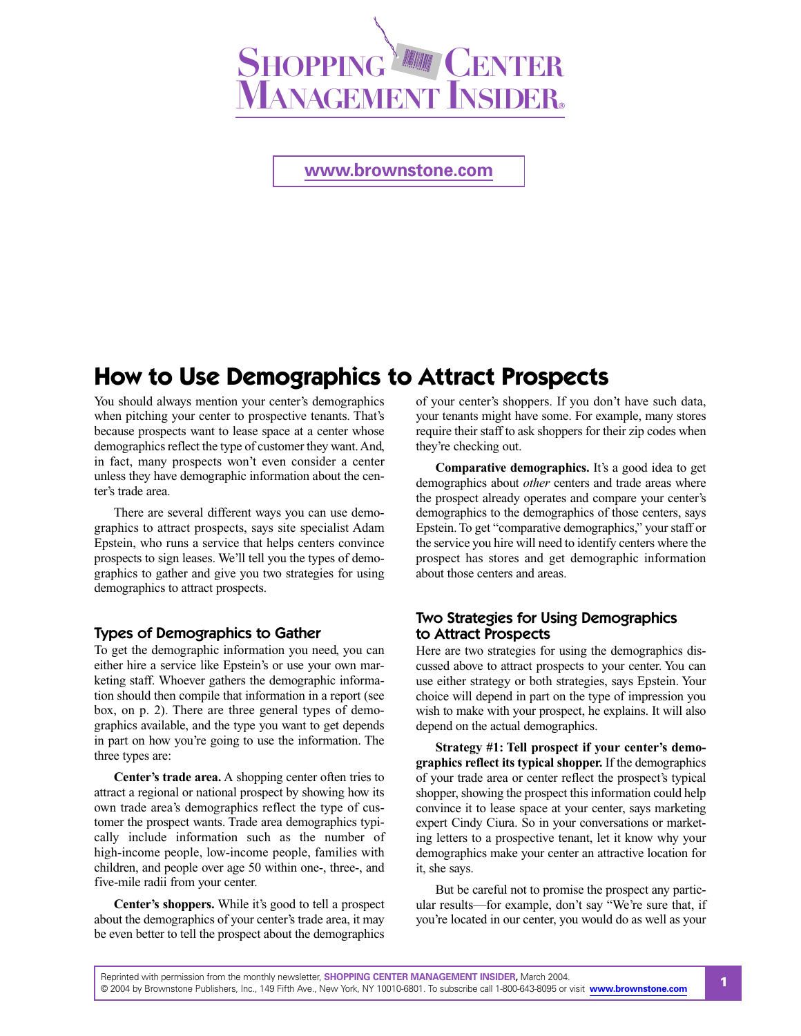# Shopping Center Management Insider

www.brownstone.com

## How to Use Demographics to Attract Prospects

You should always mention your center's demographics when pitching your center to prospective tenants. That's because prospects want to lease space at a center whose demographics reflect the type of customer they want. And, in fact, many prospects won't even consider a center unless they have demographic information about the center's trade area.

There are several different ways you can use demographics to attract prospects, says site specialist Adam Epstein, who runs a service that helps centers convince prospects to sign leases. We'll tell you the types of demographics to gather and give you two strategies for using demographics to attract prospects.

### Types of Demographics to Gather

To get the demographic information you need, you can either hire a service like Epstein's or use your own marketing staff. Whoever gathers the demographic information should then compile that information in a report (see box, on p. 2). There are three general types of demographics available, and the type you want to get depends in part on how you're going to use the information. The three types are:

**Center's trade area.** A shopping center often tries to attract a regional or national prospect by showing how its own trade area's demographics reflect the type of customer the prospect wants. Trade area demographics typically include information such as the number of high-income people, low-income people, families with children, and people over age 50 within one-, three-, and five-mile radii from your center.

**Center's shoppers.** While it's good to tell a prospect about the demographics of your center's trade area, it may be even better to tell the prospect about the demographics of your center's shoppers. If you don't have such data, your tenants might have some. For example, many stores require their staff to ask shoppers for their zip codes when they're checking out.

**Comparative demographics.** It's a good idea to get demographics about *other* centers and trade areas where the prospect already operates and compare your center's demographics to the demographics of those centers, says Epstein. To get "comparative demographics," your staff or the service you hire will need to identify centers where the prospect has stores and get demographic information about those centers and areas.

### Two Strategies for Using Demographics to Attract Prospects

Here are two strategies for using the demographics discussed above to attract prospects to your center. You can use either strategy or both strategies, says Epstein. Your choice will depend in part on the type of impression you wish to make with your prospect, he explains. It will also depend on the actual demographics.

**Strategy #1: Tell prospect if your center's demographics reflect its typical shopper.** If the demographics of your trade area or center reflect the prospect's typical shopper, showing the prospect this information could help convince it to lease space at your center, says marketing expert Cindy Ciura. So in your conversations or marketing letters to a prospective tenant, let it know why your demographics make your center an attractive location for it, she says.

But be careful not to promise the prospect any particular results—for example, don't say "We're sure that, if you're located in our center, you would do as well as your

Reprinted with permission from the monthly newsletter, SHOPPING CENTER MANAGEMENT INSIDER, March 2004.
© 2004 by Brownstone Publishers, Inc., 149 Fifth Ave., New York, NY 10010-6801. To subscribe call 1-800-643-8095 or visit www.brownstone.com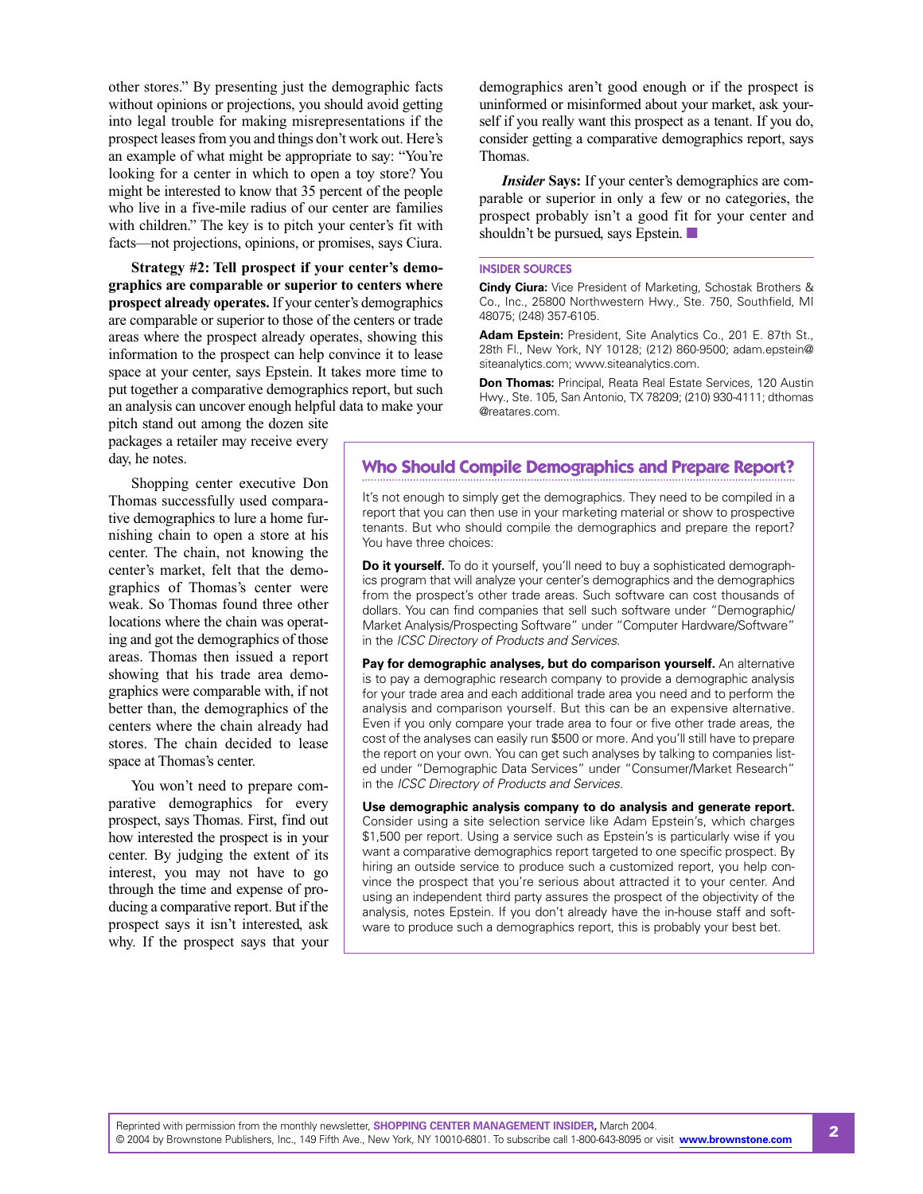other stores." By presenting just the demographic facts without opinions or projections, you should avoid getting into legal trouble for making misrepresentations if the prospect leases from you and things don't work out. Here's an example of what might be appropriate to say: "You're looking for a center in which to open a toy store? You might be interested to know that 35 percent of the people who live in a five-mile radius of our center are families with children." The key is to pitch your center's fit with facts—not projections, opinions, or promises, says Ciura.

**Strategy #2: Tell prospect if your center's demographics are comparable or superior to centers where prospect already operates.** If your center's demographics are comparable or superior to those of the centers or trade areas where the prospect already operates, showing this information to the prospect can help convince it to lease space at your center, says Epstein. It takes more time to put together a comparative demographics report, but such an analysis can uncover enough helpful data to make your pitch stand out among the dozen site packages a retailer may receive every day, he notes.

Shopping center executive Don Thomas successfully used comparative demographics to lure a home furnishing chain to open a store at his center. The chain, not knowing the center's market, felt that the demographics of Thomas's center were weak. So Thomas found three other locations where the chain was operating and got the demographics of those areas. Thomas then issued a report showing that his trade area demographics were comparable with, if not better than, the demographics of the centers where the chain already had stores. The chain decided to lease space at Thomas's center.

You won't need to prepare comparative demographics for every prospect, says Thomas. First, find out how interested the prospect is in your center. By judging the extent of its interest, you may not have to go through the time and expense of producing a comparative report. But if the prospect says it isn't interested, ask why. If the prospect says that your demographics aren't good enough or if the prospect is uninformed or misinformed about your market, ask yourself if you really want this prospect as a tenant. If you do, consider getting a comparative demographics report, says Thomas.

***Insider* Says:** If your center's demographics are comparable or superior in only a few or no categories, the prospect probably isn't a good fit for your center and shouldn't be pursued, says Epstein. ■

### INSIDER SOURCES

**Cindy Ciura:** Vice President of Marketing, Schostak Brothers & Co., Inc., 25800 Northwestern Hwy., Ste. 750, Southfield, MI 48075; (248) 357-6105.

**Adam Epstein:** President, Site Analytics Co., 201 E. 87th St., 28th Fl., New York, NY 10128; (212) 860-9500; adam.epstein@siteanalytics.com; www.siteanalytics.com.

**Don Thomas:** Principal, Reata Real Estate Services, 120 Austin Hwy., Ste. 105, San Antonio, TX 78209; (210) 930-4111; dthomas@reatares.com.

## Who Should Compile Demographics and Prepare Report?

It's not enough to simply get the demographics. They need to be compiled in a report that you can then use in your marketing material or show to prospective tenants. But who should compile the demographics and prepare the report? You have three choices:

**Do it yourself.** To do it yourself, you'll need to buy a sophisticated demographics program that will analyze your center's demographics and the demographics from the prospect's other trade areas. Such software can cost thousands of dollars. You can find companies that sell such software under "Demographic/Market Analysis/Prospecting Software" under "Computer Hardware/Software" in the *ICSC Directory of Products and Services*.

**Pay for demographic analyses, but do comparison yourself.** An alternative is to pay a demographic research company to provide a demographic analysis for your trade area and each additional trade area you need and to perform the analysis and comparison yourself. But this can be an expensive alternative. Even if you only compare your trade area to four or five other trade areas, the cost of the analyses can easily run $500 or more. And you'll still have to prepare the report on your own. You can get such analyses by talking to companies listed under "Demographic Data Services" under "Consumer/Market Research" in the *ICSC Directory of Products and Services*.

**Use demographic analysis company to do analysis and generate report.** Consider using a site selection service like Adam Epstein's, which charges $1,500 per report. Using a service such as Epstein's is particularly wise if you want a comparative demographics report targeted to one specific prospect. By hiring an outside service to produce such a customized report, you help convince the prospect that you're serious about attracted it to your center. And using an independent third party assures the prospect of the objectivity of the analysis, notes Epstein. If you don't already have the in-house staff and software to produce such a demographics report, this is probably your best bet.

Reprinted with permission from the monthly newsletter, **SHOPPING CENTER MANAGEMENT INSIDER,** March 2004.
© 2004 by Brownstone Publishers, Inc., 149 Fifth Ave., New York, NY 10010-6801. To subscribe call 1-800-643-8095 or visit **www.brownstone.com**